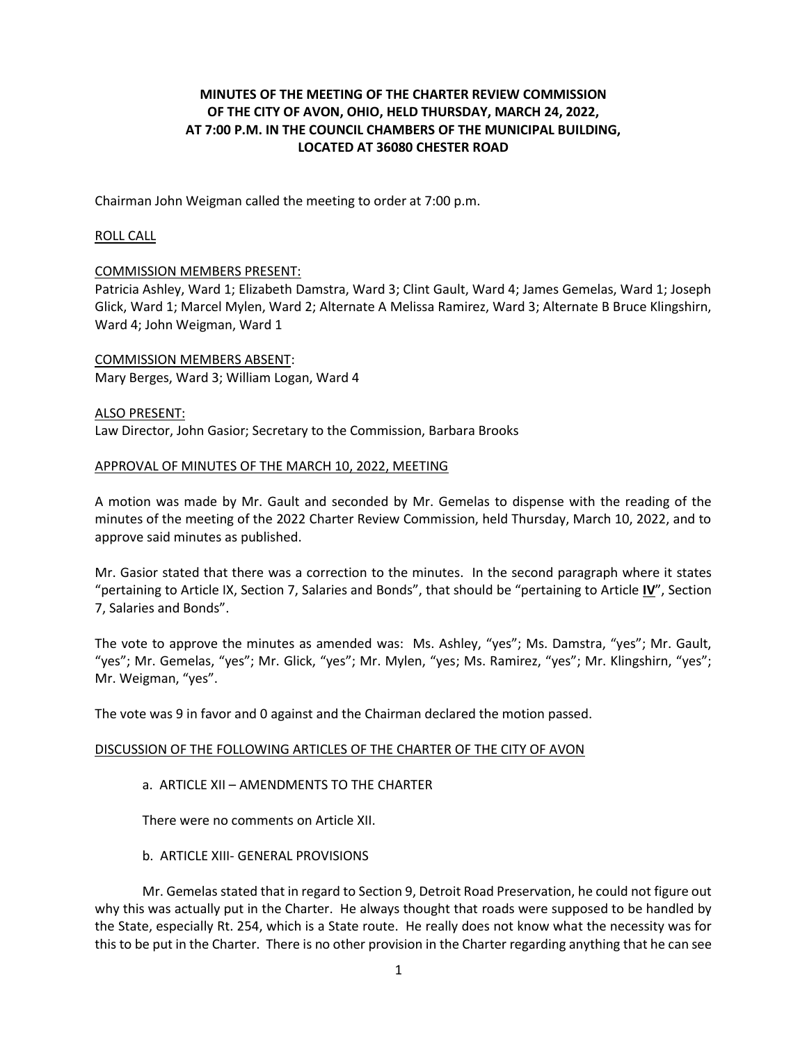**MINUTES OF THE MEETING OF THE CHARTER REVIEW COMMISSION OF THE CITY OF AVON, OHIO, HELD THURSDAY, MARCH 24, 2022, AT 7:00 P.M. IN THE COUNCIL CHAMBERS OF THE MUNICIPAL BUILDING, LOCATED AT 36080 CHESTER ROAD**

Chairman John Weigman called the meeting to order at 7:00 p.m.

ROLL CALL

COMMISSION MEMBERS PRESENT:
Patricia Ashley, Ward 1; Elizabeth Damstra, Ward 3; Clint Gault, Ward 4; James Gemelas, Ward 1; Joseph Glick, Ward 1; Marcel Mylen, Ward 2; Alternate A Melissa Ramirez, Ward 3; Alternate B Bruce Klingshirn, Ward 4; John Weigman, Ward 1

COMMISSION MEMBERS ABSENT:
Mary Berges, Ward 3; William Logan, Ward 4

ALSO PRESENT:
Law Director, John Gasior; Secretary to the Commission, Barbara Brooks

APPROVAL OF MINUTES OF THE MARCH 10, 2022, MEETING

A motion was made by Mr. Gault and seconded by Mr. Gemelas to dispense with the reading of the minutes of the meeting of the 2022 Charter Review Commission, held Thursday, March 10, 2022, and to approve said minutes as published.

Mr. Gasior stated that there was a correction to the minutes. In the second paragraph where it states "pertaining to Article IX, Section 7, Salaries and Bonds", that should be "pertaining to Article **IV**", Section 7, Salaries and Bonds".

The vote to approve the minutes as amended was: Ms. Ashley, "yes"; Ms. Damstra, "yes"; Mr. Gault, "yes"; Mr. Gemelas, "yes"; Mr. Glick, "yes"; Mr. Mylen, "yes; Ms. Ramirez, "yes"; Mr. Klingshirn, "yes"; Mr. Weigman, "yes".

The vote was 9 in favor and 0 against and the Chairman declared the motion passed.

DISCUSSION OF THE FOLLOWING ARTICLES OF THE CHARTER OF THE CITY OF AVON

a. ARTICLE XII – AMENDMENTS TO THE CHARTER

There were no comments on Article XII.

b. ARTICLE XIII- GENERAL PROVISIONS

Mr. Gemelas stated that in regard to Section 9, Detroit Road Preservation, he could not figure out why this was actually put in the Charter. He always thought that roads were supposed to be handled by the State, especially Rt. 254, which is a State route. He really does not know what the necessity was for this to be put in the Charter. There is no other provision in the Charter regarding anything that he can see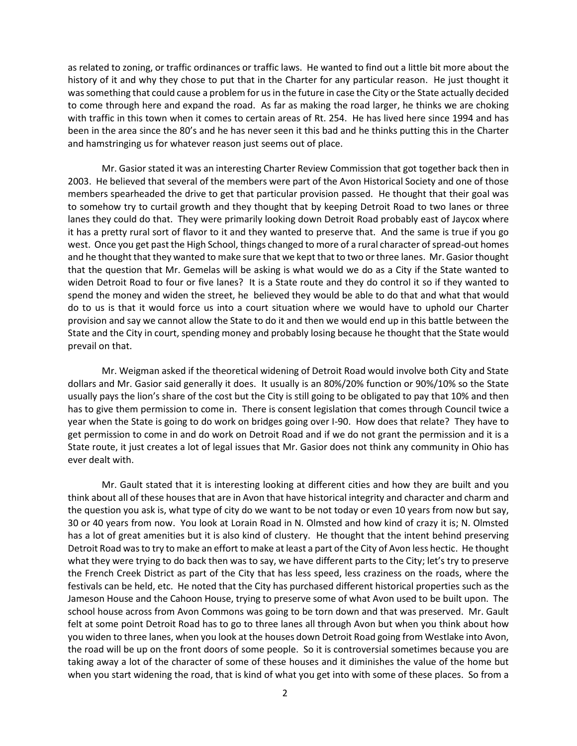as related to zoning, or traffic ordinances or traffic laws. He wanted to find out a little bit more about the history of it and why they chose to put that in the Charter for any particular reason. He just thought it was something that could cause a problem for us in the future in case the City or the State actually decided to come through here and expand the road. As far as making the road larger, he thinks we are choking with traffic in this town when it comes to certain areas of Rt. 254. He has lived here since 1994 and has been in the area since the 80's and he has never seen it this bad and he thinks putting this in the Charter and hamstringing us for whatever reason just seems out of place.

Mr. Gasior stated it was an interesting Charter Review Commission that got together back then in 2003. He believed that several of the members were part of the Avon Historical Society and one of those members spearheaded the drive to get that particular provision passed. He thought that their goal was to somehow try to curtail growth and they thought that by keeping Detroit Road to two lanes or three lanes they could do that. They were primarily looking down Detroit Road probably east of Jaycox where it has a pretty rural sort of flavor to it and they wanted to preserve that. And the same is true if you go west. Once you get past the High School, things changed to more of a rural character of spread-out homes and he thought that they wanted to make sure that we kept that to two or three lanes. Mr. Gasior thought that the question that Mr. Gemelas will be asking is what would we do as a City if the State wanted to widen Detroit Road to four or five lanes? It is a State route and they do control it so if they wanted to spend the money and widen the street, he believed they would be able to do that and what that would do to us is that it would force us into a court situation where we would have to uphold our Charter provision and say we cannot allow the State to do it and then we would end up in this battle between the State and the City in court, spending money and probably losing because he thought that the State would prevail on that.

Mr. Weigman asked if the theoretical widening of Detroit Road would involve both City and State dollars and Mr. Gasior said generally it does. It usually is an 80%/20% function or 90%/10% so the State usually pays the lion's share of the cost but the City is still going to be obligated to pay that 10% and then has to give them permission to come in. There is consent legislation that comes through Council twice a year when the State is going to do work on bridges going over I-90. How does that relate? They have to get permission to come in and do work on Detroit Road and if we do not grant the permission and it is a State route, it just creates a lot of legal issues that Mr. Gasior does not think any community in Ohio has ever dealt with.

Mr. Gault stated that it is interesting looking at different cities and how they are built and you think about all of these houses that are in Avon that have historical integrity and character and charm and the question you ask is, what type of city do we want to be not today or even 10 years from now but say, 30 or 40 years from now. You look at Lorain Road in N. Olmsted and how kind of crazy it is; N. Olmsted has a lot of great amenities but it is also kind of clustery. He thought that the intent behind preserving Detroit Road was to try to make an effort to make at least a part of the City of Avon less hectic. He thought what they were trying to do back then was to say, we have different parts to the City; let's try to preserve the French Creek District as part of the City that has less speed, less craziness on the roads, where the festivals can be held, etc. He noted that the City has purchased different historical properties such as the Jameson House and the Cahoon House, trying to preserve some of what Avon used to be built upon. The school house across from Avon Commons was going to be torn down and that was preserved. Mr. Gault felt at some point Detroit Road has to go to three lanes all through Avon but when you think about how you widen to three lanes, when you look at the houses down Detroit Road going from Westlake into Avon, the road will be up on the front doors of some people. So it is controversial sometimes because you are taking away a lot of the character of some of these houses and it diminishes the value of the home but when you start widening the road, that is kind of what you get into with some of these places. So from a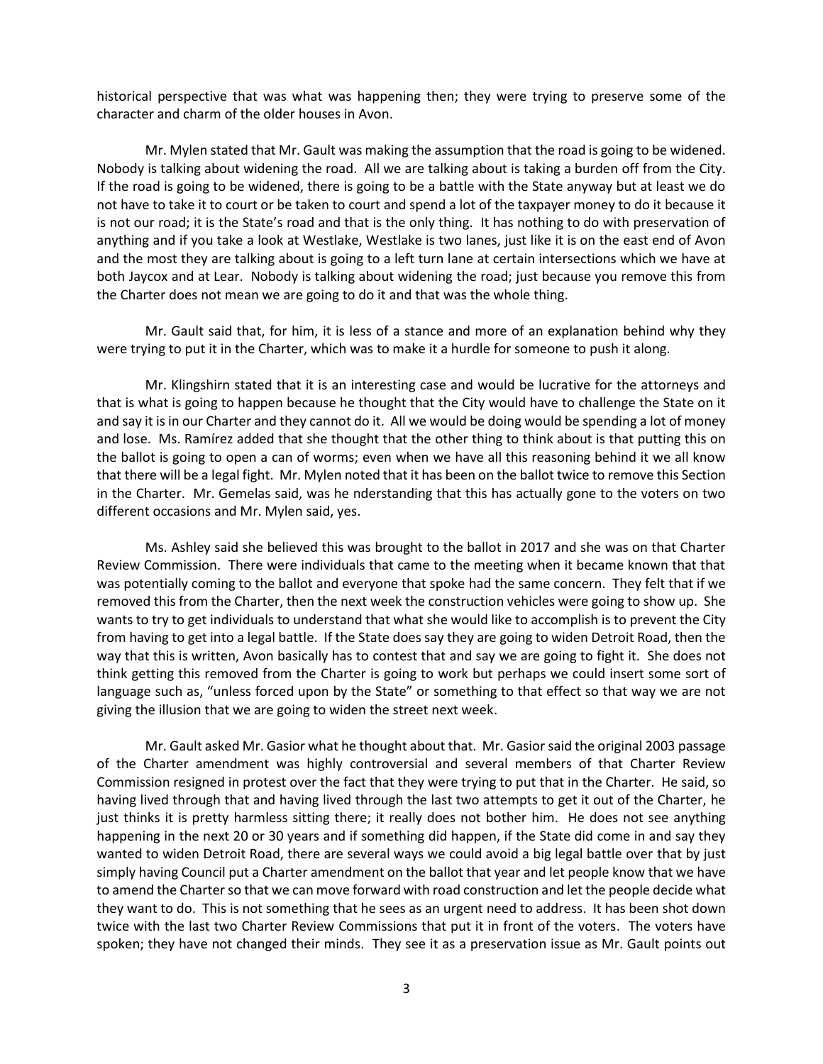historical perspective that was what was happening then; they were trying to preserve some of the character and charm of the older houses in Avon.

Mr. Mylen stated that Mr. Gault was making the assumption that the road is going to be widened. Nobody is talking about widening the road. All we are talking about is taking a burden off from the City. If the road is going to be widened, there is going to be a battle with the State anyway but at least we do not have to take it to court or be taken to court and spend a lot of the taxpayer money to do it because it is not our road; it is the State's road and that is the only thing. It has nothing to do with preservation of anything and if you take a look at Westlake, Westlake is two lanes, just like it is on the east end of Avon and the most they are talking about is going to a left turn lane at certain intersections which we have at both Jaycox and at Lear. Nobody is talking about widening the road; just because you remove this from the Charter does not mean we are going to do it and that was the whole thing.

Mr. Gault said that, for him, it is less of a stance and more of an explanation behind why they were trying to put it in the Charter, which was to make it a hurdle for someone to push it along.

Mr. Klingshirn stated that it is an interesting case and would be lucrative for the attorneys and that is what is going to happen because he thought that the City would have to challenge the State on it and say it is in our Charter and they cannot do it. All we would be doing would be spending a lot of money and lose. Ms. Ramírez added that she thought that the other thing to think about is that putting this on the ballot is going to open a can of worms; even when we have all this reasoning behind it we all know that there will be a legal fight. Mr. Mylen noted that it has been on the ballot twice to remove this Section in the Charter. Mr. Gemelas said, was he nderstanding that this has actually gone to the voters on two different occasions and Mr. Mylen said, yes.

Ms. Ashley said she believed this was brought to the ballot in 2017 and she was on that Charter Review Commission. There were individuals that came to the meeting when it became known that that was potentially coming to the ballot and everyone that spoke had the same concern. They felt that if we removed this from the Charter, then the next week the construction vehicles were going to show up. She wants to try to get individuals to understand that what she would like to accomplish is to prevent the City from having to get into a legal battle. If the State does say they are going to widen Detroit Road, then the way that this is written, Avon basically has to contest that and say we are going to fight it. She does not think getting this removed from the Charter is going to work but perhaps we could insert some sort of language such as, "unless forced upon by the State" or something to that effect so that way we are not giving the illusion that we are going to widen the street next week.

Mr. Gault asked Mr. Gasior what he thought about that. Mr. Gasior said the original 2003 passage of the Charter amendment was highly controversial and several members of that Charter Review Commission resigned in protest over the fact that they were trying to put that in the Charter. He said, so having lived through that and having lived through the last two attempts to get it out of the Charter, he just thinks it is pretty harmless sitting there; it really does not bother him. He does not see anything happening in the next 20 or 30 years and if something did happen, if the State did come in and say they wanted to widen Detroit Road, there are several ways we could avoid a big legal battle over that by just simply having Council put a Charter amendment on the ballot that year and let people know that we have to amend the Charter so that we can move forward with road construction and let the people decide what they want to do. This is not something that he sees as an urgent need to address. It has been shot down twice with the last two Charter Review Commissions that put it in front of the voters. The voters have spoken; they have not changed their minds. They see it as a preservation issue as Mr. Gault points out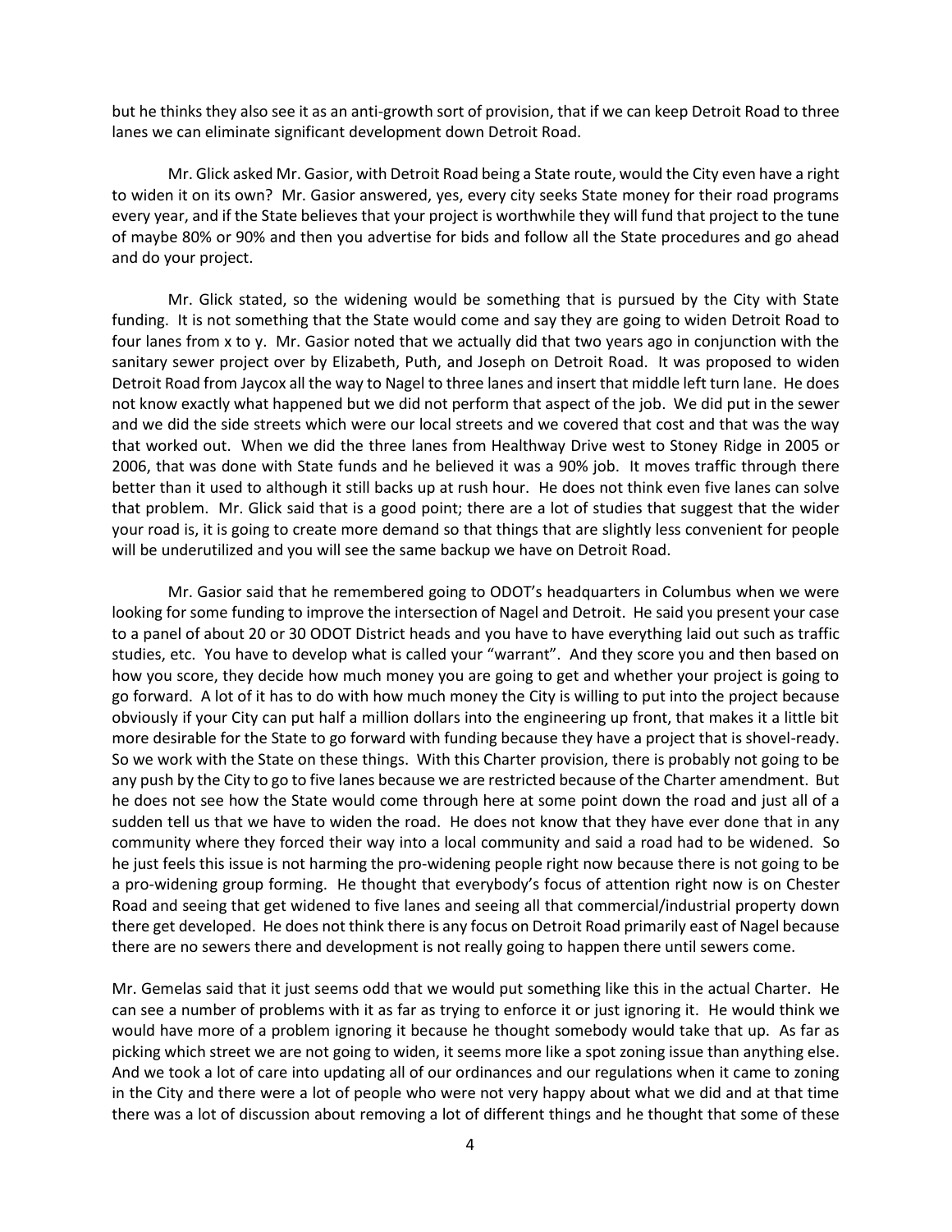but he thinks they also see it as an anti-growth sort of provision, that if we can keep Detroit Road to three lanes we can eliminate significant development down Detroit Road.

Mr. Glick asked Mr. Gasior, with Detroit Road being a State route, would the City even have a right to widen it on its own? Mr. Gasior answered, yes, every city seeks State money for their road programs every year, and if the State believes that your project is worthwhile they will fund that project to the tune of maybe 80% or 90% and then you advertise for bids and follow all the State procedures and go ahead and do your project.

Mr. Glick stated, so the widening would be something that is pursued by the City with State funding. It is not something that the State would come and say they are going to widen Detroit Road to four lanes from x to y. Mr. Gasior noted that we actually did that two years ago in conjunction with the sanitary sewer project over by Elizabeth, Puth, and Joseph on Detroit Road. It was proposed to widen Detroit Road from Jaycox all the way to Nagel to three lanes and insert that middle left turn lane. He does not know exactly what happened but we did not perform that aspect of the job. We did put in the sewer and we did the side streets which were our local streets and we covered that cost and that was the way that worked out. When we did the three lanes from Healthway Drive west to Stoney Ridge in 2005 or 2006, that was done with State funds and he believed it was a 90% job. It moves traffic through there better than it used to although it still backs up at rush hour. He does not think even five lanes can solve that problem. Mr. Glick said that is a good point; there are a lot of studies that suggest that the wider your road is, it is going to create more demand so that things that are slightly less convenient for people will be underutilized and you will see the same backup we have on Detroit Road.

Mr. Gasior said that he remembered going to ODOT's headquarters in Columbus when we were looking for some funding to improve the intersection of Nagel and Detroit. He said you present your case to a panel of about 20 or 30 ODOT District heads and you have to have everything laid out such as traffic studies, etc. You have to develop what is called your "warrant". And they score you and then based on how you score, they decide how much money you are going to get and whether your project is going to go forward. A lot of it has to do with how much money the City is willing to put into the project because obviously if your City can put half a million dollars into the engineering up front, that makes it a little bit more desirable for the State to go forward with funding because they have a project that is shovel-ready. So we work with the State on these things. With this Charter provision, there is probably not going to be any push by the City to go to five lanes because we are restricted because of the Charter amendment. But he does not see how the State would come through here at some point down the road and just all of a sudden tell us that we have to widen the road. He does not know that they have ever done that in any community where they forced their way into a local community and said a road had to be widened. So he just feels this issue is not harming the pro-widening people right now because there is not going to be a pro-widening group forming. He thought that everybody's focus of attention right now is on Chester Road and seeing that get widened to five lanes and seeing all that commercial/industrial property down there get developed. He does not think there is any focus on Detroit Road primarily east of Nagel because there are no sewers there and development is not really going to happen there until sewers come.

Mr. Gemelas said that it just seems odd that we would put something like this in the actual Charter. He can see a number of problems with it as far as trying to enforce it or just ignoring it. He would think we would have more of a problem ignoring it because he thought somebody would take that up. As far as picking which street we are not going to widen, it seems more like a spot zoning issue than anything else. And we took a lot of care into updating all of our ordinances and our regulations when it came to zoning in the City and there were a lot of people who were not very happy about what we did and at that time there was a lot of discussion about removing a lot of different things and he thought that some of these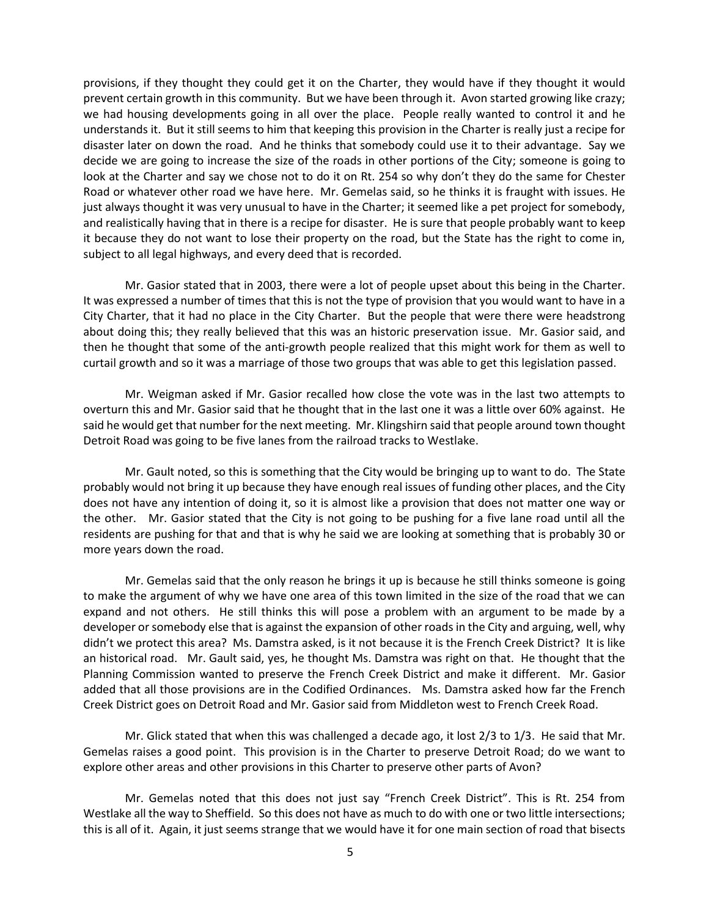provisions, if they thought they could get it on the Charter, they would have if they thought it would prevent certain growth in this community. But we have been through it. Avon started growing like crazy; we had housing developments going in all over the place. People really wanted to control it and he understands it. But it still seems to him that keeping this provision in the Charter is really just a recipe for disaster later on down the road. And he thinks that somebody could use it to their advantage. Say we decide we are going to increase the size of the roads in other portions of the City; someone is going to look at the Charter and say we chose not to do it on Rt. 254 so why don't they do the same for Chester Road or whatever other road we have here. Mr. Gemelas said, so he thinks it is fraught with issues. He just always thought it was very unusual to have in the Charter; it seemed like a pet project for somebody, and realistically having that in there is a recipe for disaster. He is sure that people probably want to keep it because they do not want to lose their property on the road, but the State has the right to come in, subject to all legal highways, and every deed that is recorded.

Mr. Gasior stated that in 2003, there were a lot of people upset about this being in the Charter. It was expressed a number of times that this is not the type of provision that you would want to have in a City Charter, that it had no place in the City Charter. But the people that were there were headstrong about doing this; they really believed that this was an historic preservation issue. Mr. Gasior said, and then he thought that some of the anti-growth people realized that this might work for them as well to curtail growth and so it was a marriage of those two groups that was able to get this legislation passed.

Mr. Weigman asked if Mr. Gasior recalled how close the vote was in the last two attempts to overturn this and Mr. Gasior said that he thought that in the last one it was a little over 60% against. He said he would get that number for the next meeting. Mr. Klingshirn said that people around town thought Detroit Road was going to be five lanes from the railroad tracks to Westlake.

Mr. Gault noted, so this is something that the City would be bringing up to want to do. The State probably would not bring it up because they have enough real issues of funding other places, and the City does not have any intention of doing it, so it is almost like a provision that does not matter one way or the other. Mr. Gasior stated that the City is not going to be pushing for a five lane road until all the residents are pushing for that and that is why he said we are looking at something that is probably 30 or more years down the road.

Mr. Gemelas said that the only reason he brings it up is because he still thinks someone is going to make the argument of why we have one area of this town limited in the size of the road that we can expand and not others. He still thinks this will pose a problem with an argument to be made by a developer or somebody else that is against the expansion of other roads in the City and arguing, well, why didn't we protect this area? Ms. Damstra asked, is it not because it is the French Creek District? It is like an historical road. Mr. Gault said, yes, he thought Ms. Damstra was right on that. He thought that the Planning Commission wanted to preserve the French Creek District and make it different. Mr. Gasior added that all those provisions are in the Codified Ordinances. Ms. Damstra asked how far the French Creek District goes on Detroit Road and Mr. Gasior said from Middleton west to French Creek Road.

Mr. Glick stated that when this was challenged a decade ago, it lost 2/3 to 1/3. He said that Mr. Gemelas raises a good point. This provision is in the Charter to preserve Detroit Road; do we want to explore other areas and other provisions in this Charter to preserve other parts of Avon?

Mr. Gemelas noted that this does not just say "French Creek District". This is Rt. 254 from Westlake all the way to Sheffield. So this does not have as much to do with one or two little intersections; this is all of it. Again, it just seems strange that we would have it for one main section of road that bisects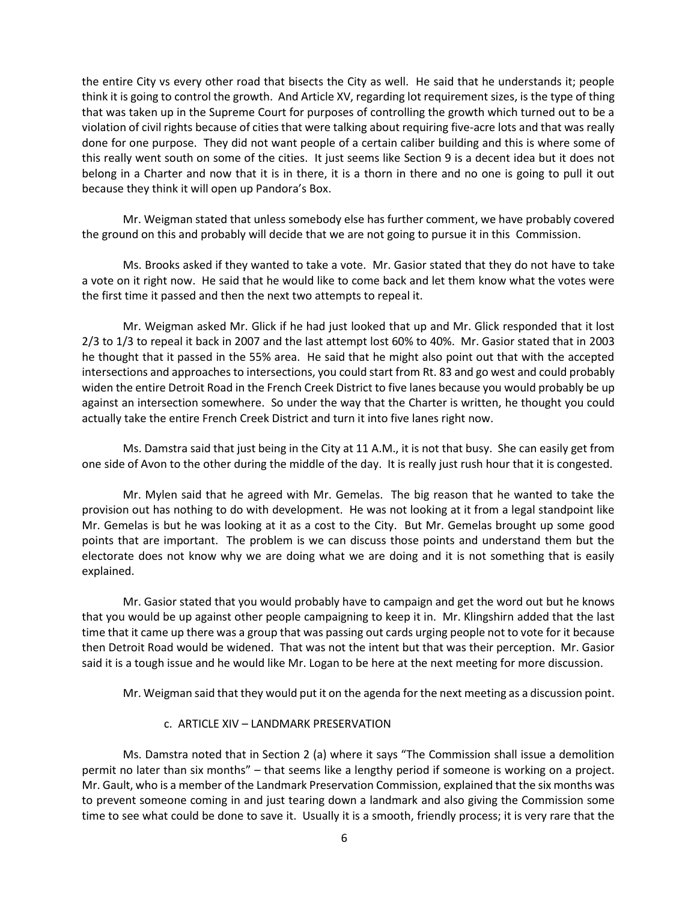the entire City vs every other road that bisects the City as well. He said that he understands it; people think it is going to control the growth. And Article XV, regarding lot requirement sizes, is the type of thing that was taken up in the Supreme Court for purposes of controlling the growth which turned out to be a violation of civil rights because of cities that were talking about requiring five-acre lots and that was really done for one purpose. They did not want people of a certain caliber building and this is where some of this really went south on some of the cities. It just seems like Section 9 is a decent idea but it does not belong in a Charter and now that it is in there, it is a thorn in there and no one is going to pull it out because they think it will open up Pandora's Box.

Mr. Weigman stated that unless somebody else has further comment, we have probably covered the ground on this and probably will decide that we are not going to pursue it in this Commission.

Ms. Brooks asked if they wanted to take a vote. Mr. Gasior stated that they do not have to take a vote on it right now. He said that he would like to come back and let them know what the votes were the first time it passed and then the next two attempts to repeal it.

Mr. Weigman asked Mr. Glick if he had just looked that up and Mr. Glick responded that it lost 2/3 to 1/3 to repeal it back in 2007 and the last attempt lost 60% to 40%. Mr. Gasior stated that in 2003 he thought that it passed in the 55% area. He said that he might also point out that with the accepted intersections and approaches to intersections, you could start from Rt. 83 and go west and could probably widen the entire Detroit Road in the French Creek District to five lanes because you would probably be up against an intersection somewhere. So under the way that the Charter is written, he thought you could actually take the entire French Creek District and turn it into five lanes right now.

Ms. Damstra said that just being in the City at 11 A.M., it is not that busy. She can easily get from one side of Avon to the other during the middle of the day. It is really just rush hour that it is congested.

Mr. Mylen said that he agreed with Mr. Gemelas. The big reason that he wanted to take the provision out has nothing to do with development. He was not looking at it from a legal standpoint like Mr. Gemelas is but he was looking at it as a cost to the City. But Mr. Gemelas brought up some good points that are important. The problem is we can discuss those points and understand them but the electorate does not know why we are doing what we are doing and it is not something that is easily explained.

Mr. Gasior stated that you would probably have to campaign and get the word out but he knows that you would be up against other people campaigning to keep it in. Mr. Klingshirn added that the last time that it came up there was a group that was passing out cards urging people not to vote for it because then Detroit Road would be widened. That was not the intent but that was their perception. Mr. Gasior said it is a tough issue and he would like Mr. Logan to be here at the next meeting for more discussion.

Mr. Weigman said that they would put it on the agenda for the next meeting as a discussion point.

c. ARTICLE XIV – LANDMARK PRESERVATION

Ms. Damstra noted that in Section 2 (a) where it says "The Commission shall issue a demolition permit no later than six months" – that seems like a lengthy period if someone is working on a project. Mr. Gault, who is a member of the Landmark Preservation Commission, explained that the six months was to prevent someone coming in and just tearing down a landmark and also giving the Commission some time to see what could be done to save it. Usually it is a smooth, friendly process; it is very rare that the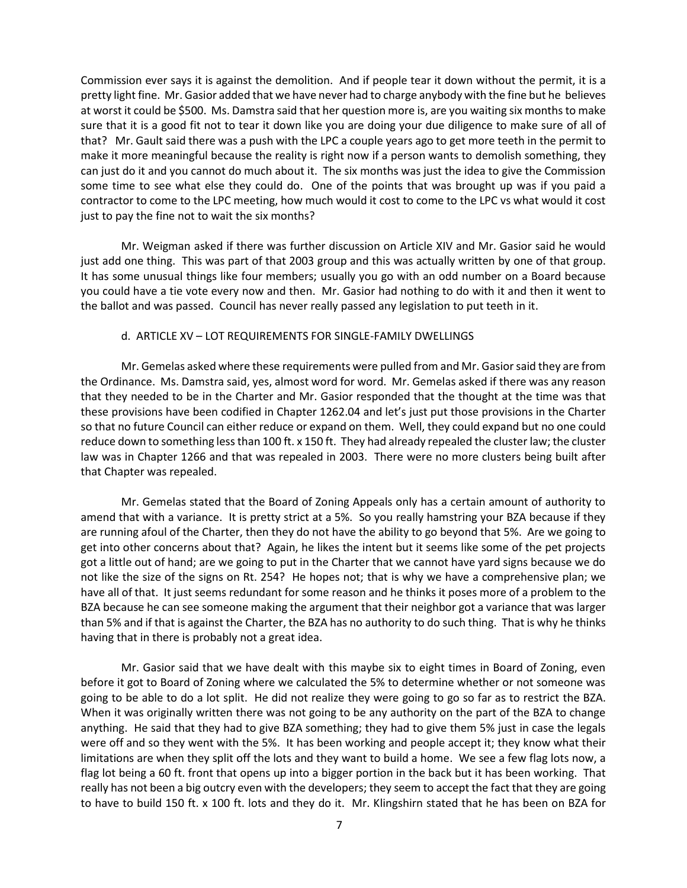Commission ever says it is against the demolition. And if people tear it down without the permit, it is a pretty light fine. Mr. Gasior added that we have never had to charge anybody with the fine but he believes at worst it could be $500. Ms. Damstra said that her question more is, are you waiting six months to make sure that it is a good fit not to tear it down like you are doing your due diligence to make sure of all of that? Mr. Gault said there was a push with the LPC a couple years ago to get more teeth in the permit to make it more meaningful because the reality is right now if a person wants to demolish something, they can just do it and you cannot do much about it. The six months was just the idea to give the Commission some time to see what else they could do. One of the points that was brought up was if you paid a contractor to come to the LPC meeting, how much would it cost to come to the LPC vs what would it cost just to pay the fine not to wait the six months?

Mr. Weigman asked if there was further discussion on Article XIV and Mr. Gasior said he would just add one thing. This was part of that 2003 group and this was actually written by one of that group. It has some unusual things like four members; usually you go with an odd number on a Board because you could have a tie vote every now and then. Mr. Gasior had nothing to do with it and then it went to the ballot and was passed. Council has never really passed any legislation to put teeth in it.

d. ARTICLE XV – LOT REQUIREMENTS FOR SINGLE-FAMILY DWELLINGS

Mr. Gemelas asked where these requirements were pulled from and Mr. Gasior said they are from the Ordinance. Ms. Damstra said, yes, almost word for word. Mr. Gemelas asked if there was any reason that they needed to be in the Charter and Mr. Gasior responded that the thought at the time was that these provisions have been codified in Chapter 1262.04 and let's just put those provisions in the Charter so that no future Council can either reduce or expand on them. Well, they could expand but no one could reduce down to something less than 100 ft. x 150 ft. They had already repealed the cluster law; the cluster law was in Chapter 1266 and that was repealed in 2003. There were no more clusters being built after that Chapter was repealed.

Mr. Gemelas stated that the Board of Zoning Appeals only has a certain amount of authority to amend that with a variance. It is pretty strict at a 5%. So you really hamstring your BZA because if they are running afoul of the Charter, then they do not have the ability to go beyond that 5%. Are we going to get into other concerns about that? Again, he likes the intent but it seems like some of the pet projects got a little out of hand; are we going to put in the Charter that we cannot have yard signs because we do not like the size of the signs on Rt. 254? He hopes not; that is why we have a comprehensive plan; we have all of that. It just seems redundant for some reason and he thinks it poses more of a problem to the BZA because he can see someone making the argument that their neighbor got a variance that was larger than 5% and if that is against the Charter, the BZA has no authority to do such thing. That is why he thinks having that in there is probably not a great idea.

Mr. Gasior said that we have dealt with this maybe six to eight times in Board of Zoning, even before it got to Board of Zoning where we calculated the 5% to determine whether or not someone was going to be able to do a lot split. He did not realize they were going to go so far as to restrict the BZA. When it was originally written there was not going to be any authority on the part of the BZA to change anything. He said that they had to give BZA something; they had to give them 5% just in case the legals were off and so they went with the 5%. It has been working and people accept it; they know what their limitations are when they split off the lots and they want to build a home. We see a few flag lots now, a flag lot being a 60 ft. front that opens up into a bigger portion in the back but it has been working. That really has not been a big outcry even with the developers; they seem to accept the fact that they are going to have to build 150 ft. x 100 ft. lots and they do it. Mr. Klingshirn stated that he has been on BZA for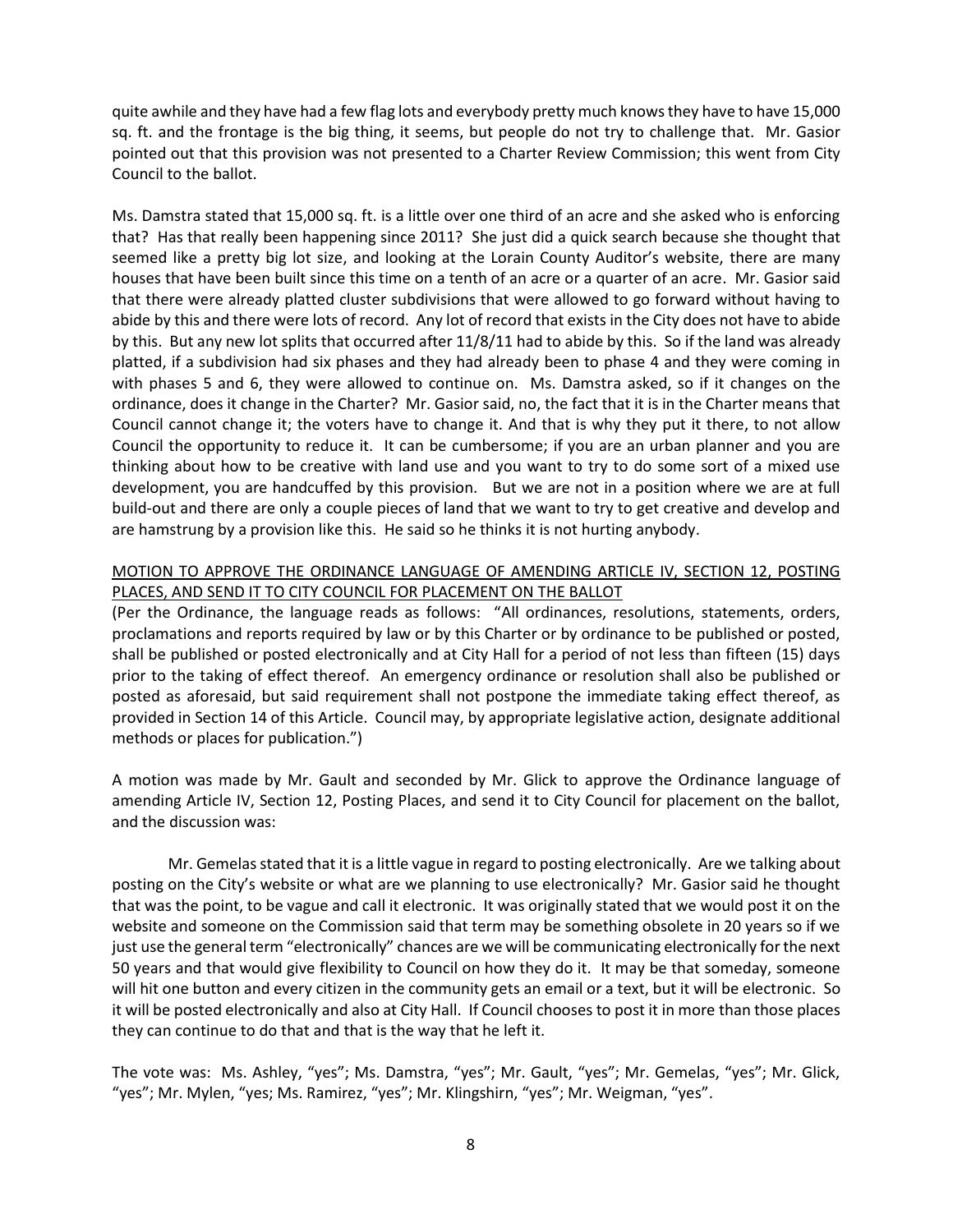quite awhile and they have had a few flag lots and everybody pretty much knows they have to have 15,000 sq. ft. and the frontage is the big thing, it seems, but people do not try to challenge that. Mr. Gasior pointed out that this provision was not presented to a Charter Review Commission; this went from City Council to the ballot.

Ms. Damstra stated that 15,000 sq. ft. is a little over one third of an acre and she asked who is enforcing that? Has that really been happening since 2011? She just did a quick search because she thought that seemed like a pretty big lot size, and looking at the Lorain County Auditor's website, there are many houses that have been built since this time on a tenth of an acre or a quarter of an acre. Mr. Gasior said that there were already platted cluster subdivisions that were allowed to go forward without having to abide by this and there were lots of record. Any lot of record that exists in the City does not have to abide by this. But any new lot splits that occurred after 11/8/11 had to abide by this. So if the land was already platted, if a subdivision had six phases and they had already been to phase 4 and they were coming in with phases 5 and 6, they were allowed to continue on. Ms. Damstra asked, so if it changes on the ordinance, does it change in the Charter? Mr. Gasior said, no, the fact that it is in the Charter means that Council cannot change it; the voters have to change it. And that is why they put it there, to not allow Council the opportunity to reduce it. It can be cumbersome; if you are an urban planner and you are thinking about how to be creative with land use and you want to try to do some sort of a mixed use development, you are handcuffed by this provision. But we are not in a position where we are at full build-out and there are only a couple pieces of land that we want to try to get creative and develop and are hamstrung by a provision like this. He said so he thinks it is not hurting anybody.

<u>MOTION TO APPROVE THE ORDINANCE LANGUAGE OF AMENDING ARTICLE IV, SECTION 12, POSTING PLACES, AND SEND IT TO CITY COUNCIL FOR PLACEMENT ON THE BALLOT</u>

(Per the Ordinance, the language reads as follows: "All ordinances, resolutions, statements, orders, proclamations and reports required by law or by this Charter or by ordinance to be published or posted, shall be published or posted electronically and at City Hall for a period of not less than fifteen (15) days prior to the taking of effect thereof. An emergency ordinance or resolution shall also be published or posted as aforesaid, but said requirement shall not postpone the immediate taking effect thereof, as provided in Section 14 of this Article. Council may, by appropriate legislative action, designate additional methods or places for publication.")

A motion was made by Mr. Gault and seconded by Mr. Glick to approve the Ordinance language of amending Article IV, Section 12, Posting Places, and send it to City Council for placement on the ballot, and the discussion was:

Mr. Gemelas stated that it is a little vague in regard to posting electronically. Are we talking about posting on the City's website or what are we planning to use electronically? Mr. Gasior said he thought that was the point, to be vague and call it electronic. It was originally stated that we would post it on the website and someone on the Commission said that term may be something obsolete in 20 years so if we just use the general term "electronically" chances are we will be communicating electronically for the next 50 years and that would give flexibility to Council on how they do it. It may be that someday, someone will hit one button and every citizen in the community gets an email or a text, but it will be electronic. So it will be posted electronically and also at City Hall. If Council chooses to post it in more than those places they can continue to do that and that is the way that he left it.

The vote was: Ms. Ashley, "yes"; Ms. Damstra, "yes"; Mr. Gault, "yes"; Mr. Gemelas, "yes"; Mr. Glick, "yes"; Mr. Mylen, "yes; Ms. Ramirez, "yes"; Mr. Klingshirn, "yes"; Mr. Weigman, "yes".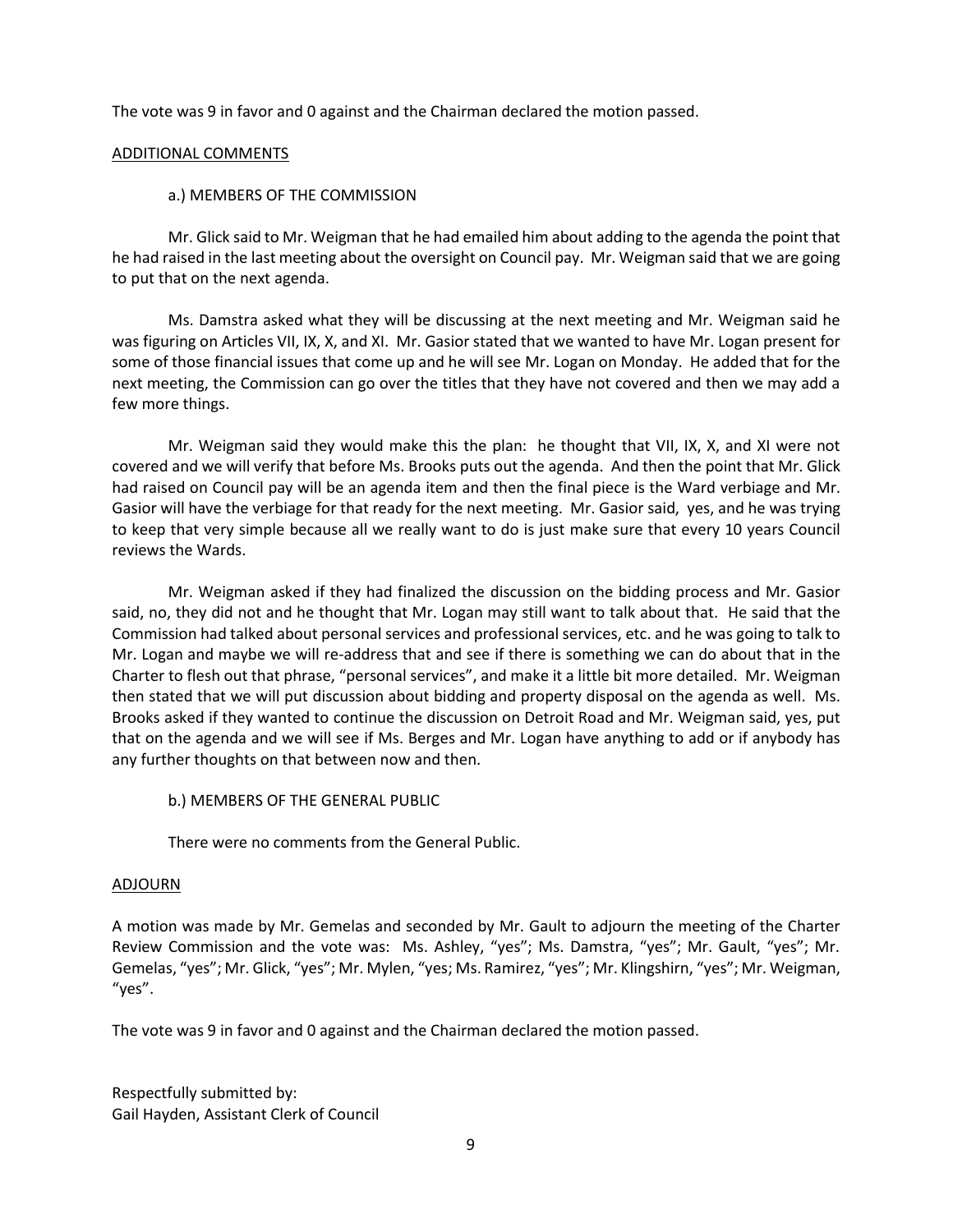The vote was 9 in favor and 0 against and the Chairman declared the motion passed.

ADDITIONAL COMMENTS

a.) MEMBERS OF THE COMMISSION

Mr. Glick said to Mr. Weigman that he had emailed him about adding to the agenda the point that he had raised in the last meeting about the oversight on Council pay. Mr. Weigman said that we are going to put that on the next agenda.

Ms. Damstra asked what they will be discussing at the next meeting and Mr. Weigman said he was figuring on Articles VII, IX, X, and XI. Mr. Gasior stated that we wanted to have Mr. Logan present for some of those financial issues that come up and he will see Mr. Logan on Monday. He added that for the next meeting, the Commission can go over the titles that they have not covered and then we may add a few more things.

Mr. Weigman said they would make this the plan: he thought that VII, IX, X, and XI were not covered and we will verify that before Ms. Brooks puts out the agenda. And then the point that Mr. Glick had raised on Council pay will be an agenda item and then the final piece is the Ward verbiage and Mr. Gasior will have the verbiage for that ready for the next meeting. Mr. Gasior said, yes, and he was trying to keep that very simple because all we really want to do is just make sure that every 10 years Council reviews the Wards.

Mr. Weigman asked if they had finalized the discussion on the bidding process and Mr. Gasior said, no, they did not and he thought that Mr. Logan may still want to talk about that. He said that the Commission had talked about personal services and professional services, etc. and he was going to talk to Mr. Logan and maybe we will re-address that and see if there is something we can do about that in the Charter to flesh out that phrase, "personal services", and make it a little bit more detailed. Mr. Weigman then stated that we will put discussion about bidding and property disposal on the agenda as well. Ms. Brooks asked if they wanted to continue the discussion on Detroit Road and Mr. Weigman said, yes, put that on the agenda and we will see if Ms. Berges and Mr. Logan have anything to add or if anybody has any further thoughts on that between now and then.

b.) MEMBERS OF THE GENERAL PUBLIC

There were no comments from the General Public.

ADJOURN

A motion was made by Mr. Gemelas and seconded by Mr. Gault to adjourn the meeting of the Charter Review Commission and the vote was: Ms. Ashley, "yes"; Ms. Damstra, "yes"; Mr. Gault, "yes"; Mr. Gemelas, "yes"; Mr. Glick, "yes"; Mr. Mylen, "yes; Ms. Ramirez, "yes"; Mr. Klingshirn, "yes"; Mr. Weigman, "yes".

The vote was 9 in favor and 0 against and the Chairman declared the motion passed.

Respectfully submitted by:
Gail Hayden, Assistant Clerk of Council